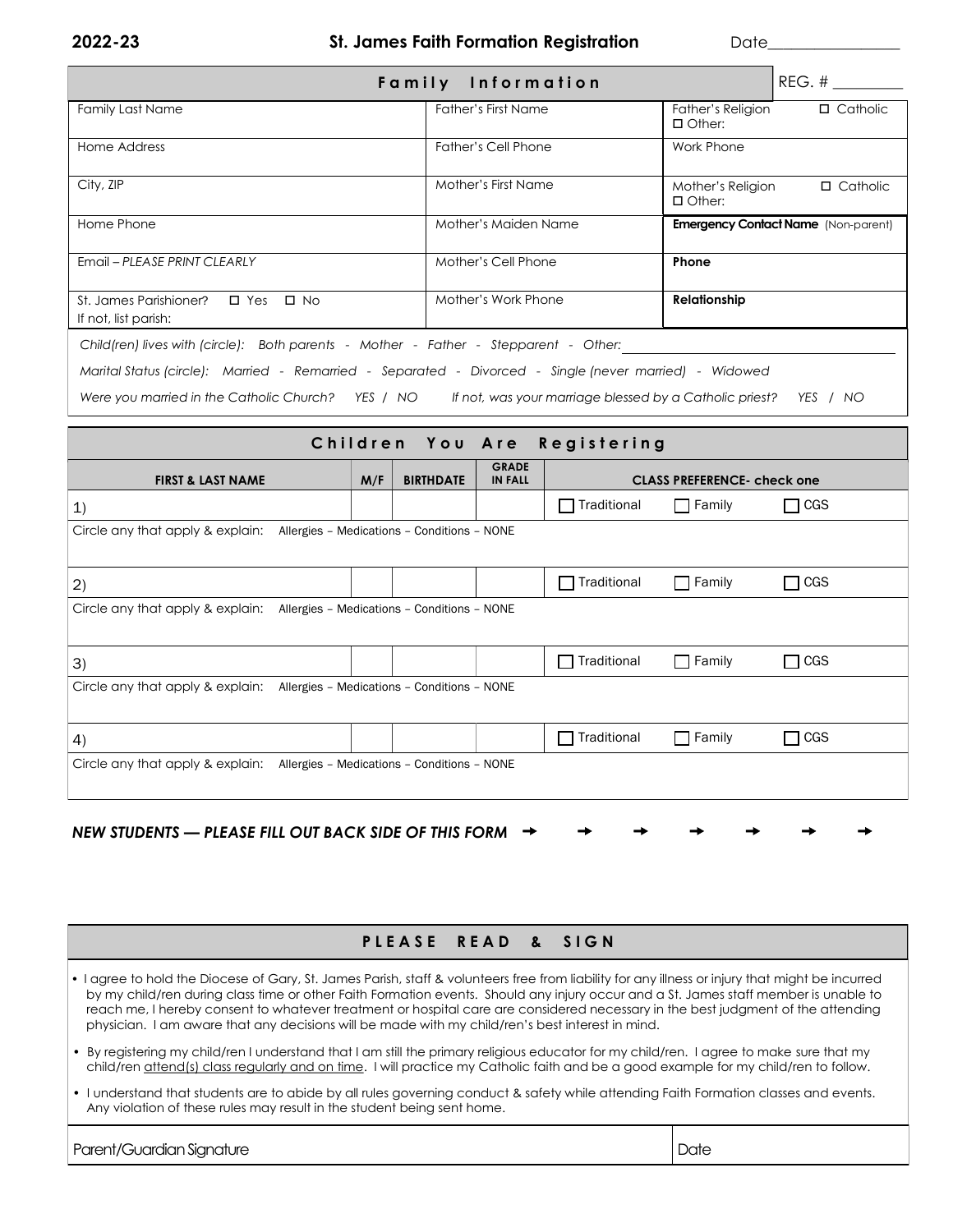**2022-23** **St. James Faith Formation Registration** Date_______________

## Family Information

REG. # _________

| Family Last Name | Father's First Name | Father's Religion ☐ Catholic ☐ Other: |
|---|---|---|
| Home Address | Father's Cell Phone | Work Phone |
| City, ZIP | Mother's First Name | Mother's Religion ☐ Catholic ☐ Other: |
| Home Phone | Mother's Maiden Name | **Emergency Contact Name** (Non-parent) |
| Email – *PLEASE PRINT CLEARLY* | Mother's Cell Phone | **Phone** |
| St. James Parishioner? ☐ Yes ☐ No If not, list parish: | Mother's Work Phone | **Relationship** |

*Child(ren) lives with (circle): Both parents - Mother - Father - Stepparent - Other:* ____________________

*Marital Status (circle): Married - Remarried - Separated - Divorced - Single (never married) - Widowed*

*Were you married in the Catholic Church? YES / NO If not, was your marriage blessed by a Catholic priest? YES / NO*

## Children You Are Registering

| FIRST & LAST NAME | M/F | BIRTHDATE | GRADE IN FALL | CLASS PREFERENCE- check one | | |
|---|---|---|---|---|---|---|
| 1) | | | | ☐ Traditional | ☐ Family | ☐ CGS |
| Circle any that apply & explain: Allergies – Medications – Conditions – NONE | | | | | | |
| 2) | | | | ☐ Traditional | ☐ Family | ☐ CGS |
| Circle any that apply & explain: Allergies – Medications – Conditions – NONE | | | | | | |
| 3) | | | | ☐ Traditional | ☐ Family | ☐ CGS |
| Circle any that apply & explain: Allergies – Medications – Conditions – NONE | | | | | | |
| 4) | | | | ☐ Traditional | ☐ Family | ☐ CGS |
| Circle any that apply & explain: Allergies – Medications – Conditions – NONE | | | | | | |

***NEW STUDENTS — PLEASE FILL OUT BACK SIDE OF THIS FORM*** → → → → → → →

## PLEASE READ & SIGN

- I agree to hold the Diocese of Gary, St. James Parish, staff & volunteers free from liability for any illness or injury that might be incurred by my child/ren during class time or other Faith Formation events. Should any injury occur and a St. James staff member is unable to reach me, I hereby consent to whatever treatment or hospital care are considered necessary in the best judgment of the attending physician. I am aware that any decisions will be made with my child/ren's best interest in mind.
- By registering my child/ren I understand that I am still the primary religious educator for my child/ren. I agree to make sure that my child/ren <u>attend(s) class regularly and on time</u>. I will practice my Catholic faith and be a good example for my child/ren to follow.
- I understand that students are to abide by all rules governing conduct & safety while attending Faith Formation classes and events. Any violation of these rules may result in the student being sent home.

| Parent/Guardian Signature | Date |
|---|---|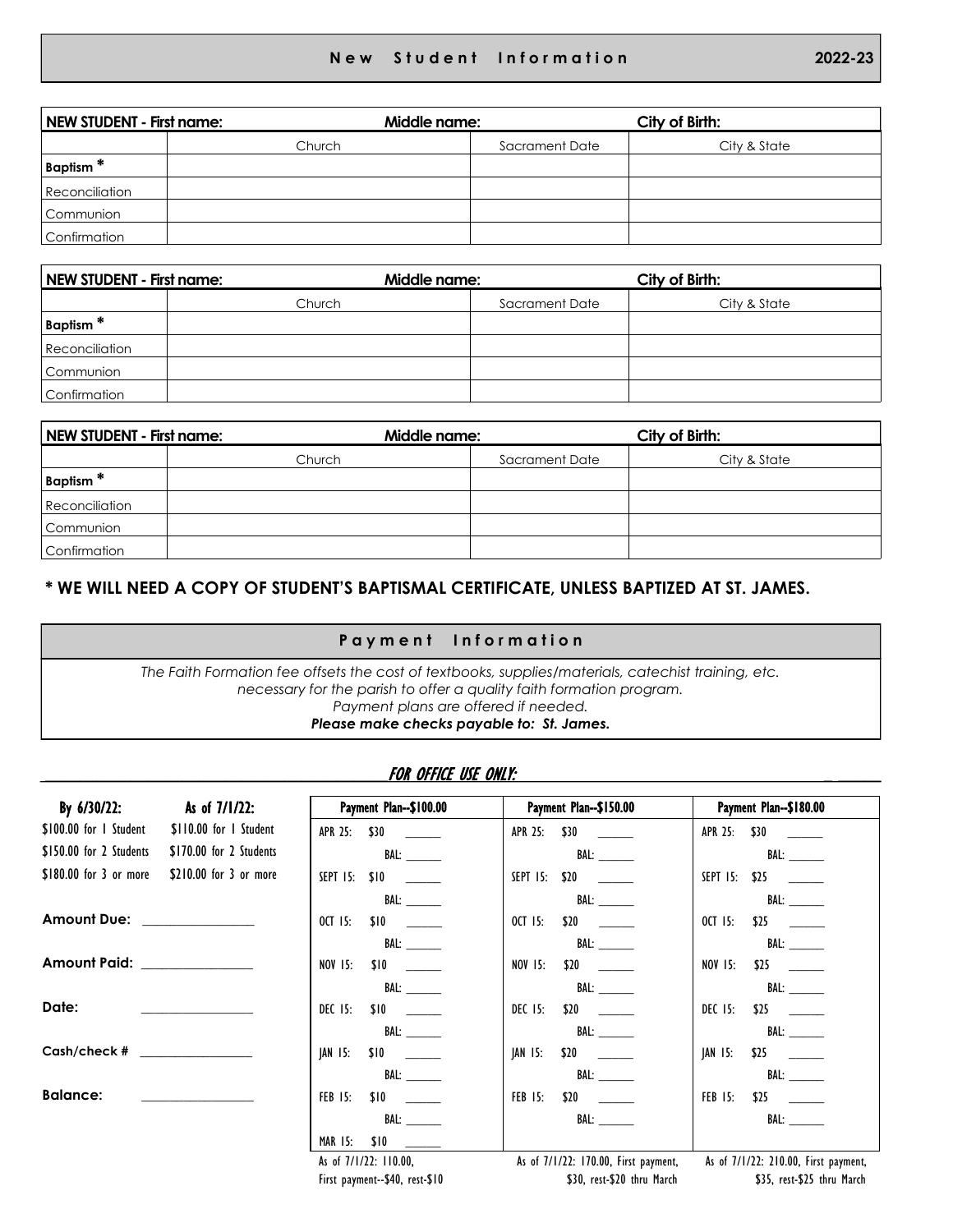## New Student Information — 2022-23

| NEW STUDENT - First name: | Middle name: | | City of Birth: |
|---|---|---|---|
| | Church | Sacrament Date | City & State |
| **Baptism *** | | | |
| Reconciliation | | | |
| Communion | | | |
| Confirmation | | | |

| NEW STUDENT - First name: | Middle name: | | City of Birth: |
|---|---|---|---|
| | Church | Sacrament Date | City & State |
| **Baptism *** | | | |
| Reconciliation | | | |
| Communion | | | |
| Confirmation | | | |

| NEW STUDENT - First name: | Middle name: | | City of Birth: |
|---|---|---|---|
| | Church | Sacrament Date | City & State |
| **Baptism *** | | | |
| Reconciliation | | | |
| Communion | | | |
| Confirmation | | | |

**\* WE WILL NEED A COPY OF STUDENT'S BAPTISMAL CERTIFICATE, UNLESS BAPTIZED AT ST. JAMES.**

## Payment Information

*The Faith Formation fee offsets the cost of textbooks, supplies/materials, catechist training, etc. necessary for the parish to offer a quality faith formation program.*
*Payment plans are offered if needed.*
***Please make checks payable to: St. James.***

### FOR OFFICE USE ONLY:

| By 6/30/22: | As of 7/1/22: |
|---|---|
| $100.00 for 1 Student | $110.00 for 1 Student |
| $150.00 for 2 Students | $170.00 for 2 Students |
| $180.00 for 3 or more | $210.00 for 3 or more |

**Amount Due:** ________________

**Amount Paid:** ________________

**Date:** ________________

**Cash/check #** ________________

**Balance:** ________________

| Payment Plan--$100.00 | Payment Plan--$150.00 | Payment Plan--$180.00 |
|---|---|---|
| APR 25: $30 ______ | APR 25: $30 ______ | APR 25: $30 ______ |
| BAL: ______ | BAL: ______ | BAL: ______ |
| SEPT 15: $10 ______ | SEPT 15: $20 ______ | SEPT 15: $25 ______ |
| BAL: ______ | BAL: ______ | BAL: ______ |
| OCT 15: $10 ______ | OCT 15: $20 ______ | OCT 15: $25 ______ |
| BAL: ______ | BAL: ______ | BAL: ______ |
| NOV 15: $10 ______ | NOV 15: $20 ______ | NOV 15: $25 ______ |
| BAL: ______ | BAL: ______ | BAL: ______ |
| DEC 15: $10 ______ | DEC 15: $20 ______ | DEC 15: $25 ______ |
| BAL: ______ | BAL: ______ | BAL: ______ |
| JAN 15: $10 ______ | JAN 15: $20 ______ | JAN 15: $25 ______ |
| BAL: ______ | BAL: ______ | BAL: ______ |
| FEB 15: $10 ______ | FEB 15: $20 ______ | FEB 15: $25 ______ |
| BAL: ______ | BAL: ______ | BAL: ______ |
| MAR 15: $10 ______ | | |
| As of 7/1/22: 110.00, First payment--$40, rest-$10 | As of 7/1/22: 170.00, First payment, $30, rest-$20 thru March | As of 7/1/22: 210.00, First payment, $35, rest-$25 thru March |